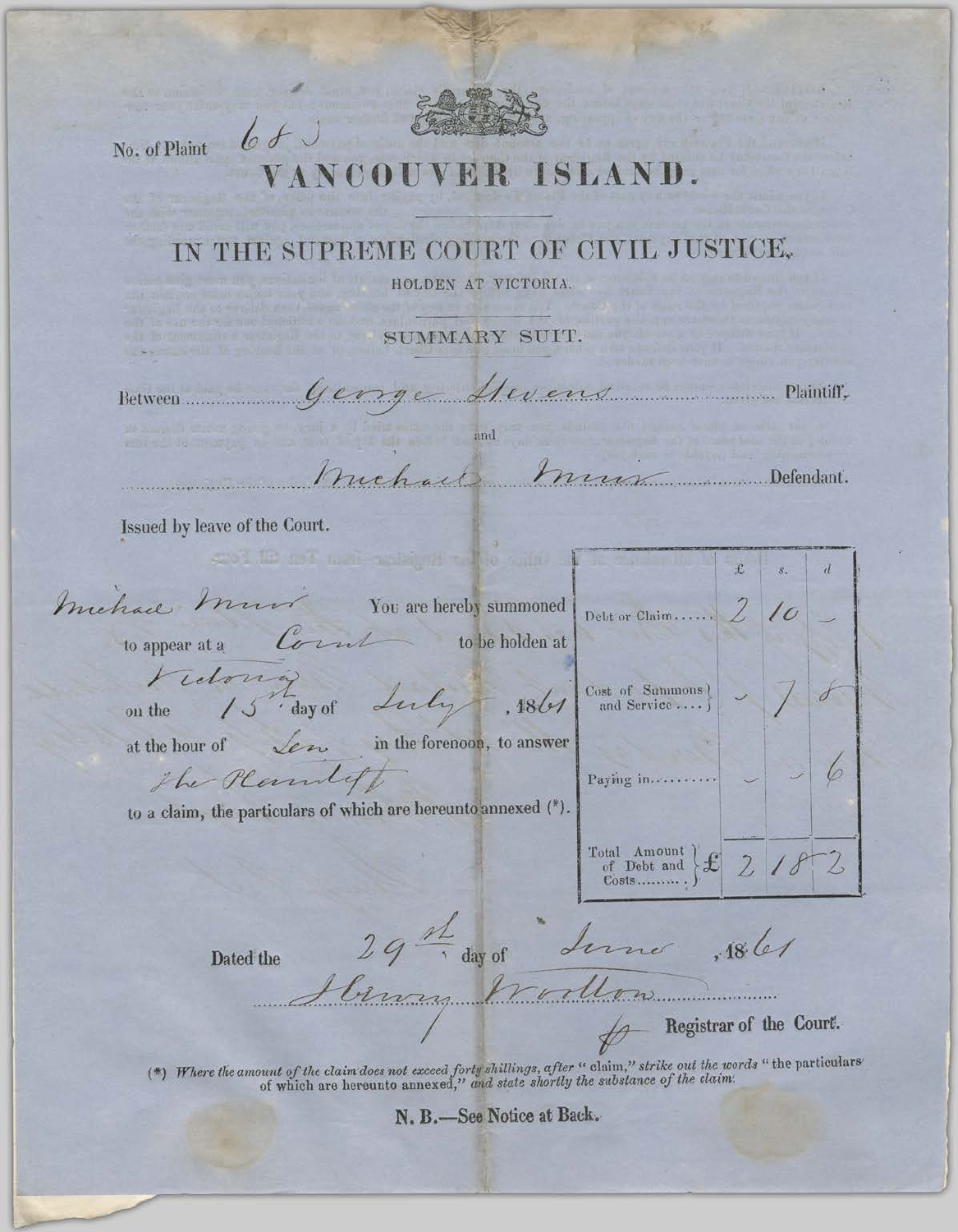No. of Plaint 683

# VANCOUVER ISLAND.

## IN THE SUPREME COURT OF CIVIL JUSTICE,

HOLDEN AT VICTORIA.

SUMMARY SUIT.

Between George Stevens Plaintiff,

and

Michael Muir Defendant.

Issued by leave of the Court.

Michael Muir You are hereby summoned to appear at a Court to be holden at Victoria on the 15th day of July, 1861 at the hour of Ten in the forenoon, to answer the Plaintiff to a claim, the particulars of which are hereunto annexed (*).

| | £ | s. | d |
|---|---|---|---|
| Debt or Claim...... | 2 | 10 | – |
| Cost of Summons and Service.... | – | 7 | 8 |
| Paying in......... | – | – | 6 |
| Total Amount of Debt and Costs......... | £ 2 | 18 | 2 |

Dated the 29th day of June, 1861

Henry Wootton

pp Registrar of the Court.

(*) *Where the amount of the claim does not exceed forty shillings, after "claim," strike out the words "the particulars of which are hereunto annexed," and state shortly the substance of the claim.*

**N. B.—See Notice at Back.**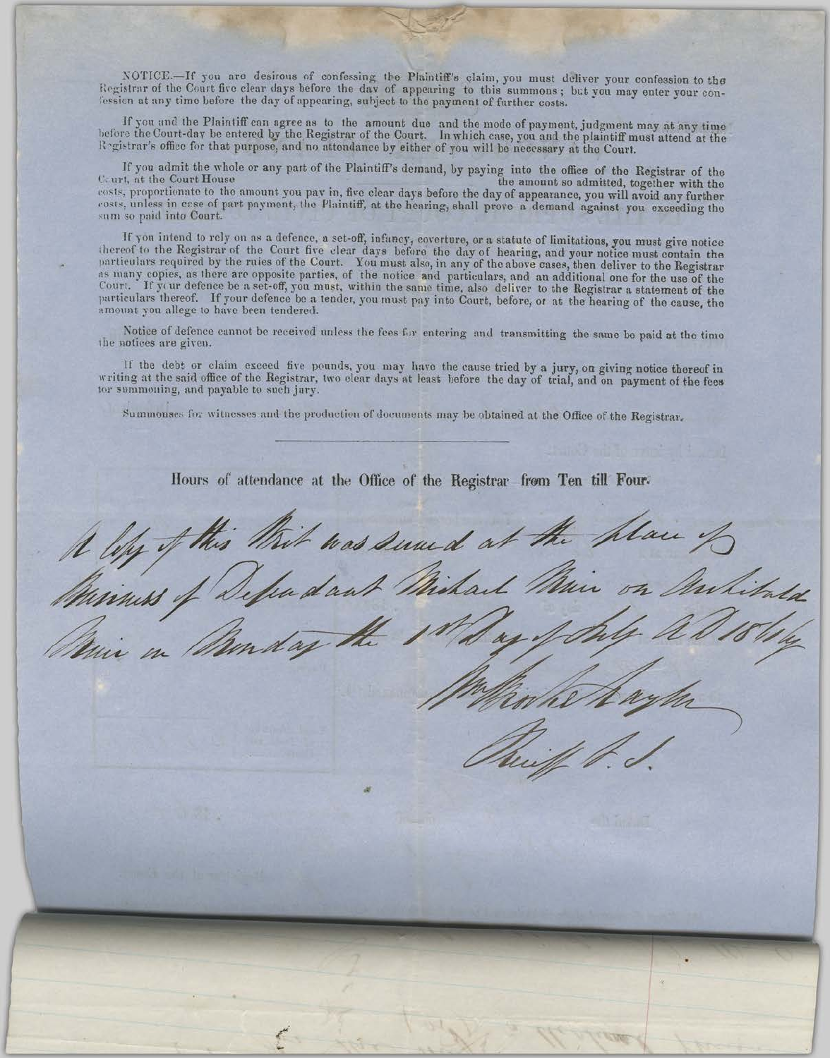NOTICE.—If you are desirous of confessing the Plaintiff's claim, you must deliver your confession to the Registrar of the Court five clear days before the day of appearing to this summons; but you may enter your confession at any time before the day of appearing, subject to the payment of further costs.

If you and the Plaintiff can agree as to the amount due and the mode of payment, judgment may at any time before the Court-day be entered by the Registrar of the Court. In which case, you and the plaintiff must attend at the Registrar's office for that purpose, and no attendance by either of you will be necessary at the Court.

If you admit the whole or any part of the Plaintiff's demand, by paying into the office of the Registrar of the Court, at the Court House the amount so admitted, together with the costs, proportionate to the amount you pay in, five clear days before the day of appearance, you will avoid any further costs, unless in case of part payment, the Plaintiff, at the hearing, shall prove a demand against you exceeding the sum so paid into Court.

If you intend to rely on as a defence, a set-off, infancy, coverture, or a statute of limitations, you must give notice thereof to the Registrar of the Court five clear days before the day of hearing, and your notice must contain the particulars required by the rules of the Court. You must also, in any of the above cases, then deliver to the Registrar as many copies, as there are opposite parties, of the notice and particulars, and an additional one for the use of the Court. If your defence be a set-off, you must, within the same time, also deliver to the Registrar a statement of the particulars thereof. If your defence be a tender, you must pay into Court, before, or at the hearing of the cause, the amount you allege to have been tendered.

Notice of defence cannot be received unless the fees for entering and transmitting the same be paid at the time the notices are given.

If the debt or claim exceed five pounds, you may have the cause tried by a jury, on giving notice thereof in writing at the said office of the Registrar, two clear days at least before the day of trial, and on payment of the fees for summoning, and payable to such jury.

Summonses for witnesses and the production of documents may be obtained at the Office of the Registrar.

---

**Hours of attendance at the Office of the Registrar from Ten till Four.**

A Copy of this Writ was served at the Place of Business of Defendant Michael Mair on Archibald Mair on Monday the 1st Day of July A D 1844

Wm Rooke Naylor
Sheriff V. I.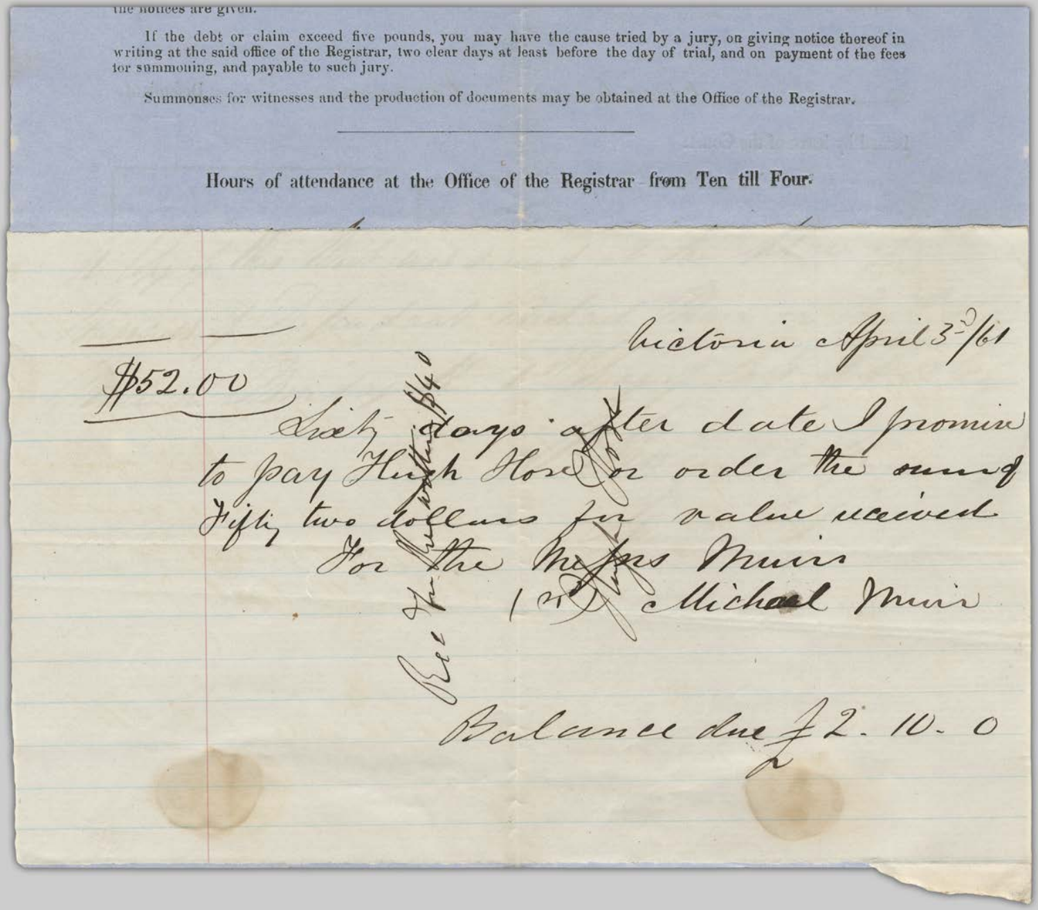the notices are given.

If the debt or claim exceed five pounds, you may have the cause tried by a jury, on giving notice thereof in writing at the said office of the Registrar, two clear days at least before the day of trial, and on payment of the fees for summoning, and payable to such jury.

Summonses for witnesses and the production of documents may be obtained at the Office of the Registrar.

---

Hours of attendance at the Office of the Registrar from Ten till Four.

---

Victoria April 3rd/61

$52.00

Sixty days after date I promise to pay Hugh Hose or order the sum of Fifty two dollars for value received.

For the Messrs Muir
(S.) Michael Muir

Rec on within $40

Balance due £2. 10 - 0